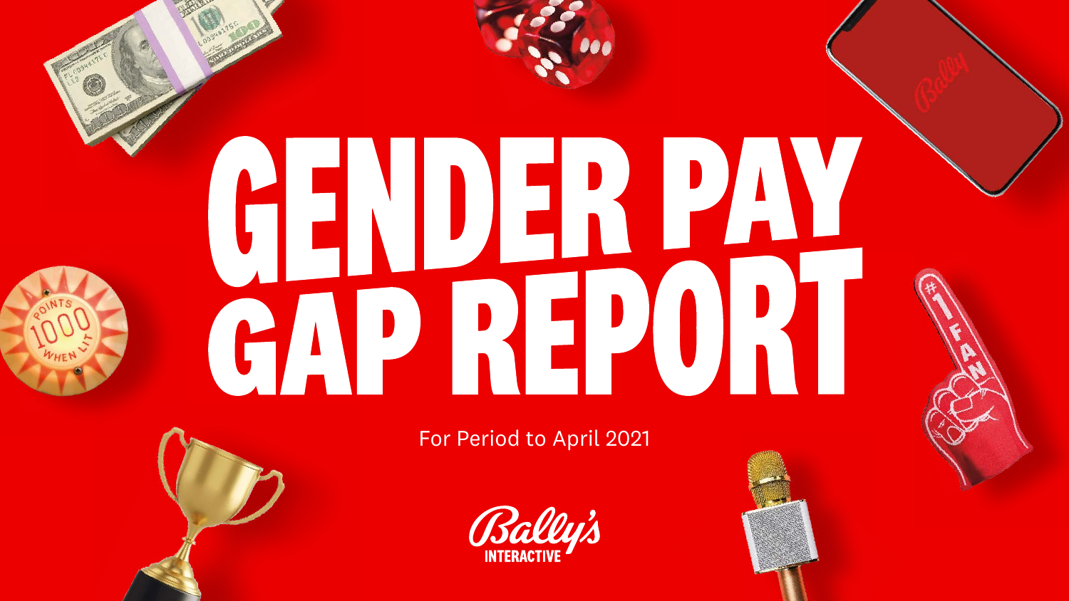# GENDER PAY GAP REPORT

For Period to April 2021

Bally's INTERACTIVE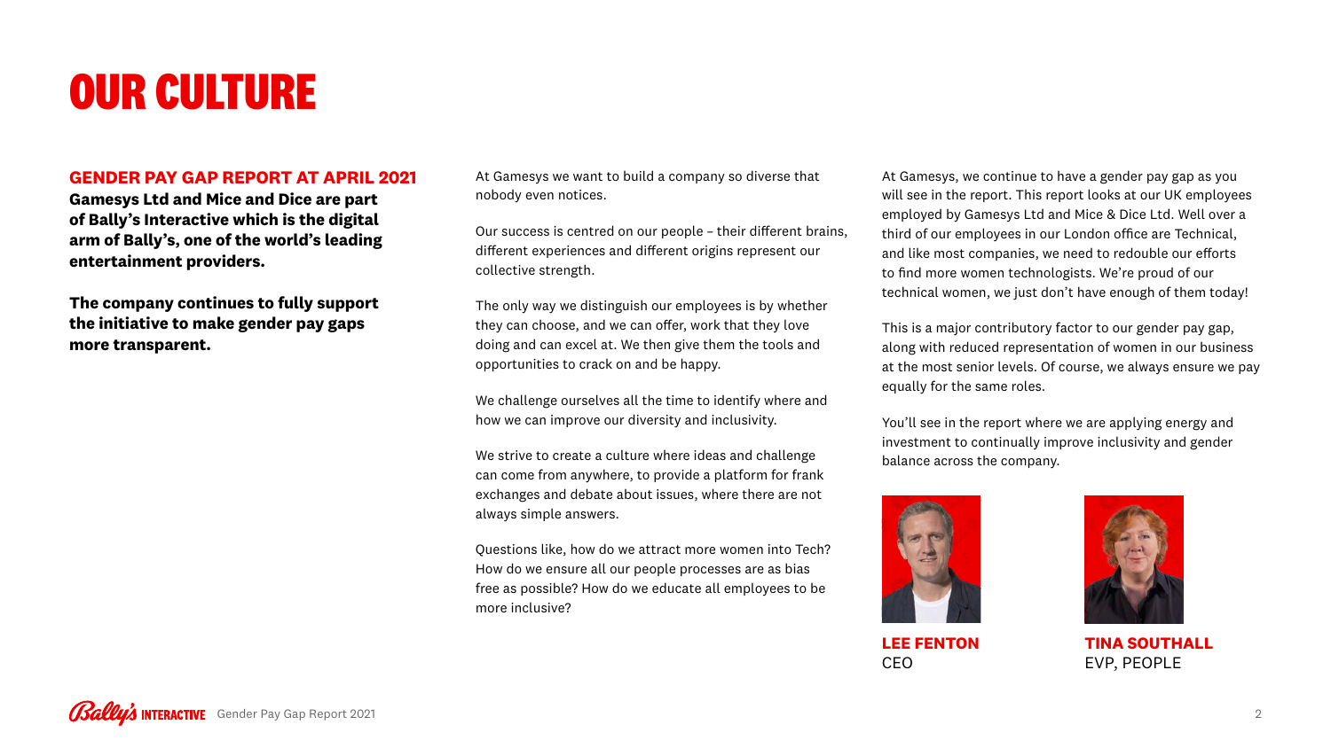# OUR CULTURE

## GENDER PAY GAP REPORT AT APRIL 2021

**Gamesys Ltd and Mice and Dice are part of Bally's Interactive which is the digital arm of Bally's, one of the world's leading entertainment providers.**

**The company continues to fully support the initiative to make gender pay gaps more transparent.**

At Gamesys we want to build a company so diverse that nobody even notices.

Our success is centred on our people – their different brains, different experiences and different origins represent our collective strength.

The only way we distinguish our employees is by whether they can choose, and we can offer, work that they love doing and can excel at. We then give them the tools and opportunities to crack on and be happy.

We challenge ourselves all the time to identify where and how we can improve our diversity and inclusivity.

We strive to create a culture where ideas and challenge can come from anywhere, to provide a platform for frank exchanges and debate about issues, where there are not always simple answers.

Questions like, how do we attract more women into Tech? How do we ensure all our people processes are as bias free as possible? How do we educate all employees to be more inclusive?

At Gamesys, we continue to have a gender pay gap as you will see in the report. This report looks at our UK employees employed by Gamesys Ltd and Mice & Dice Ltd. Well over a third of our employees in our London office are Technical, and like most companies, we need to redouble our efforts to find more women technologists. We're proud of our technical women, we just don't have enough of them today!

This is a major contributory factor to our gender pay gap, along with reduced representation of women in our business at the most senior levels. Of course, we always ensure we pay equally for the same roles.

You'll see in the report where we are applying energy and investment to continually improve inclusivity and gender balance across the company.

**LEE FENTON**
CEO

**TINA SOUTHALL**
EVP, PEOPLE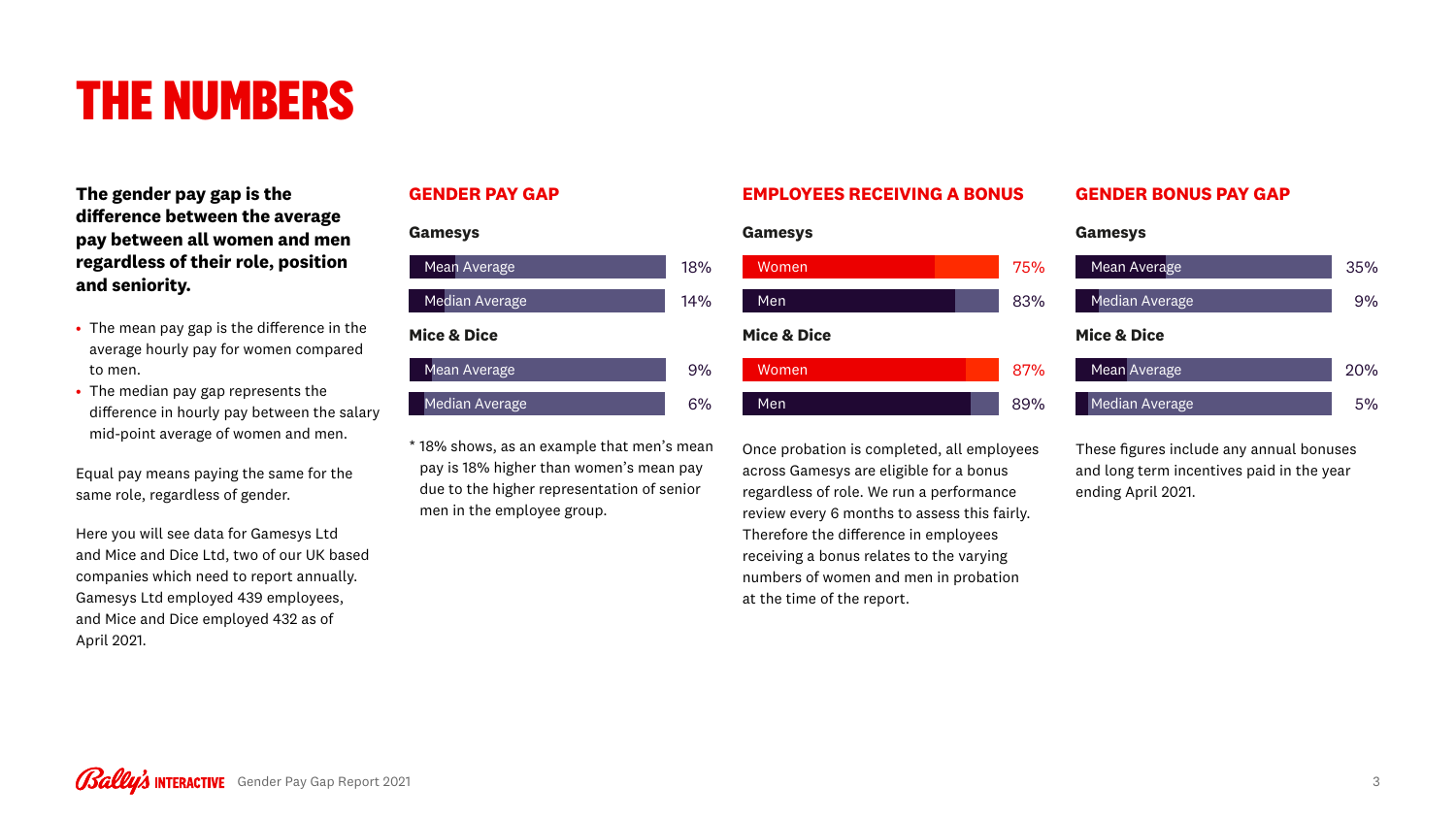# THE NUMBERS

**The gender pay gap is the difference between the average pay between all women and men regardless of their role, position and seniority.**

- The mean pay gap is the difference in the average hourly pay for women compared to men.
- The median pay gap represents the difference in hourly pay between the salary mid-point average of women and men.

Equal pay means paying the same for the same role, regardless of gender.

Here you will see data for Gamesys Ltd and Mice and Dice Ltd, two of our UK based companies which need to report annually. Gamesys Ltd employed 439 employees, and Mice and Dice employed 432 as of April 2021.

## GENDER PAY GAP

**Gamesys**

| | |
|---|---|
| Mean Average | 18% |
| Median Average | 14% |

**Mice & Dice**

| | |
|---|---|
| Mean Average | 9% |
| Median Average | 6% |

* 18% shows, as an example that men's mean pay is 18% higher than women's mean pay due to the higher representation of senior men in the employee group.

## EMPLOYEES RECEIVING A BONUS

**Gamesys**

| | |
|---|---|
| Women | 75% |
| Men | 83% |

**Mice & Dice**

| | |
|---|---|
| Women | 87% |
| Men | 89% |

Once probation is completed, all employees across Gamesys are eligible for a bonus regardless of role. We run a performance review every 6 months to assess this fairly. Therefore the difference in employees receiving a bonus relates to the varying numbers of women and men in probation at the time of the report.

## GENDER BONUS PAY GAP

**Gamesys**

| | |
|---|---|
| Mean Average | 35% |
| Median Average | 9% |

**Mice & Dice**

| | |
|---|---|
| Mean Average | 20% |
| Median Average | 5% |

These figures include any annual bonuses and long term incentives paid in the year ending April 2021.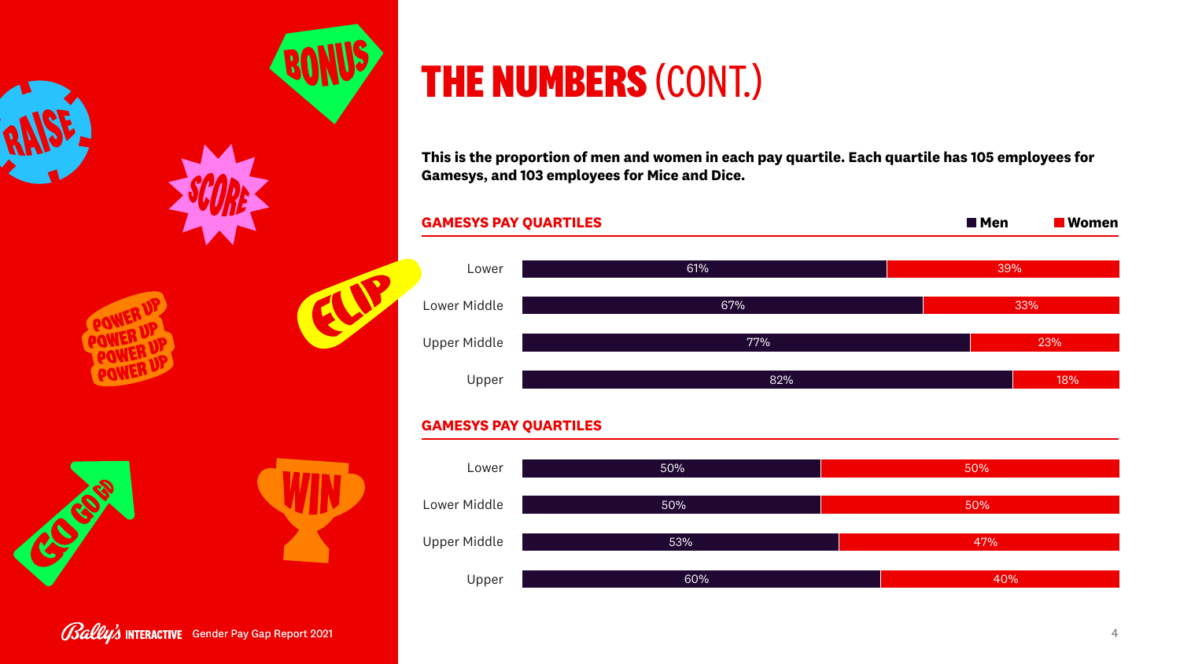# THE NUMBERS (CONT.)

**This is the proportion of men and women in each pay quartile. Each quartile has 105 employees for Gamesys, and 103 employees for Mice and Dice.**

## GAMESYS PAY QUARTILES

| Quartile | Men | Women |
|---|---|---|
| Lower | 61% | 39% |
| Lower Middle | 67% | 33% |
| Upper Middle | 77% | 23% |
| Upper | 82% | 18% |

## GAMESYS PAY QUARTILES

| Quartile | Men | Women |
|---|---|---|
| Lower | 50% | 50% |
| Lower Middle | 50% | 50% |
| Upper Middle | 53% | 47% |
| Upper | 60% | 40% |

RAISE BONUS SCORE POWER UP POWER UP POWER UP POWER UP FLIP GO GO GO WIN

Bally's INTERACTIVE Gender Pay Gap Report 2021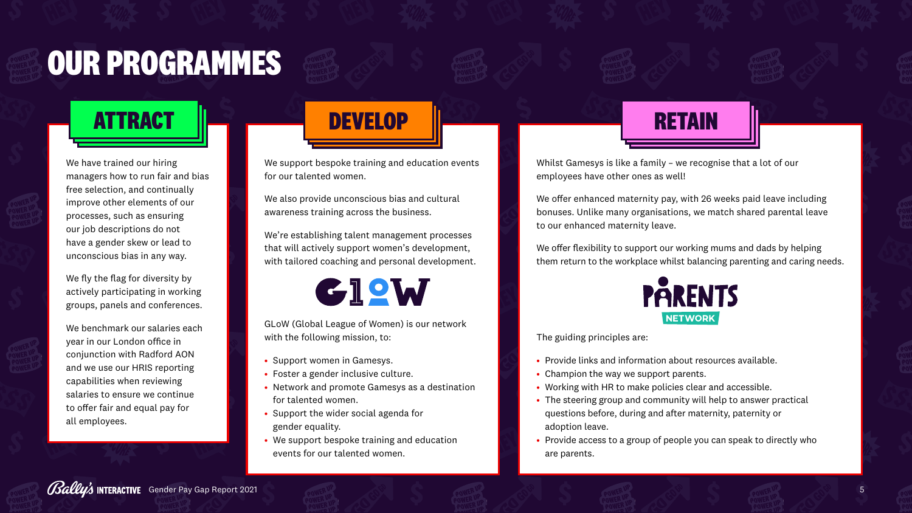# OUR PROGRAMMES

## ATTRACT

We have trained our hiring managers how to run fair and bias free selection, and continually improve other elements of our processes, such as ensuring our job descriptions do not have a gender skew or lead to unconscious bias in any way.

We fly the flag for diversity by actively participating in working groups, panels and conferences.

We benchmark our salaries each year in our London office in conjunction with Radford AON and we use our HRIS reporting capabilities when reviewing salaries to ensure we continue to offer fair and equal pay for all employees.

## DEVELOP

We support bespoke training and education events for our talented women.

We also provide unconscious bias and cultural awareness training across the business.

We're establishing talent management processes that will actively support women's development, with tailored coaching and personal development.

GLoW

GLoW (Global League of Women) is our network with the following mission, to:

- Support women in Gamesys.
- Foster a gender inclusive culture.
- Network and promote Gamesys as a destination for talented women.
- Support the wider social agenda for gender equality.
- We support bespoke training and education events for our talented women.

## RETAIN

Whilst Gamesys is like a family – we recognise that a lot of our employees have other ones as well!

We offer enhanced maternity pay, with 26 weeks paid leave including bonuses. Unlike many organisations, we match shared parental leave to our enhanced maternity leave.

We offer flexibility to support our working mums and dads by helping them return to the workplace whilst balancing parenting and caring needs.

PARENTS NETWORK

The guiding principles are:

- Provide links and information about resources available.
- Champion the way we support parents.
- Working with HR to make policies clear and accessible.
- The steering group and community will help to answer practical questions before, during and after maternity, paternity or adoption leave.
- Provide access to a group of people you can speak to directly who are parents.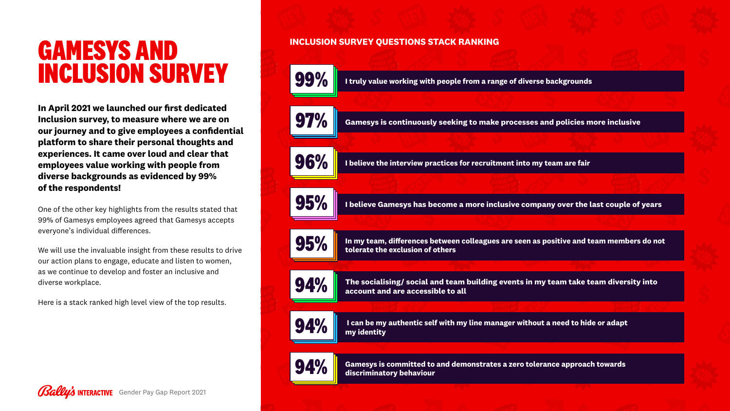# GAMESYS AND INCLUSION SURVEY

**In April 2021 we launched our first dedicated Inclusion survey, to measure where we are on our journey and to give employees a confidential platform to share their personal thoughts and experiences. It came over loud and clear that employees value working with people from diverse backgrounds as evidenced by 99% of the respondents!**

One of the other key highlights from the results stated that 99% of Gamesys employees agreed that Gamesys accepts everyone's individual differences.

We will use the invaluable insight from these results to drive our action plans to engage, educate and listen to women, as we continue to develop and foster an inclusive and diverse workplace.

Here is a stack ranked high level view of the top results.

## INCLUSION SURVEY QUESTIONS STACK RANKING

| % | Question |
| --- | --- |
| 99% | I truly value working with people from a range of diverse backgrounds |
| 97% | Gamesys is continuously seeking to make processes and policies more inclusive |
| 96% | I believe the interview practices for recruitment into my team are fair |
| 95% | I believe Gamesys has become a more inclusive company over the last couple of years |
| 95% | In my team, differences between colleagues are seen as positive and team members do not tolerate the exclusion of others |
| 94% | The socialising/ social and team building events in my team take team diversity into account and are accessible to all |
| 94% | I can be my authentic self with my line manager without a need to hide or adapt my identity |
| 94% | Gamesys is committed to and demonstrates a zero tolerance approach towards discriminatory behaviour |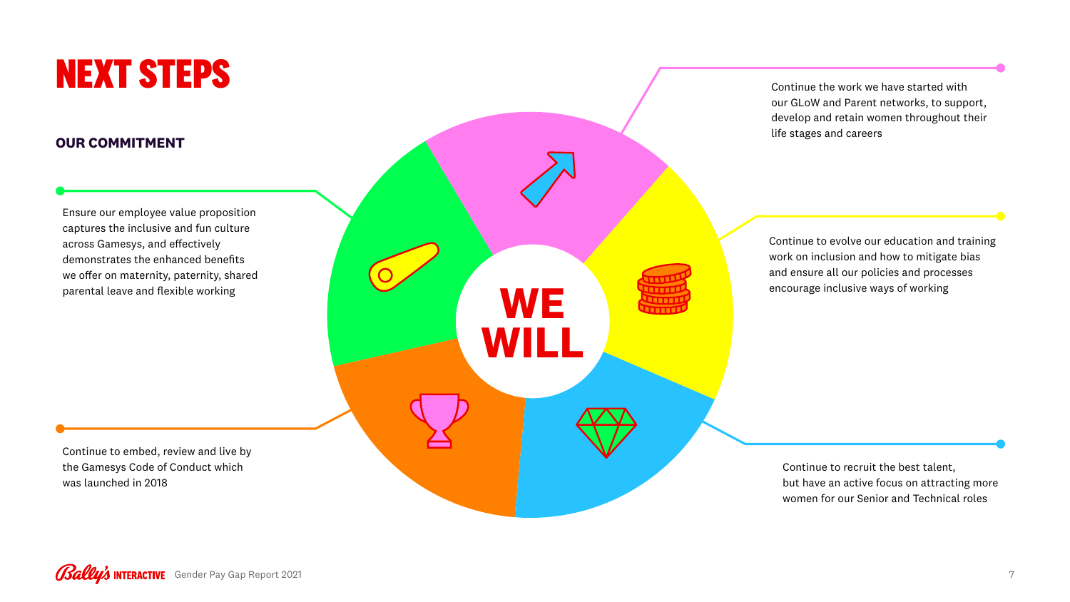# NEXT STEPS

### OUR COMMITMENT

WE WILL

Continue the work we have started with our GLoW and Parent networks, to support, develop and retain women throughout their life stages and careers

Continue to evolve our education and training work on inclusion and how to mitigate bias and ensure all our policies and processes encourage inclusive ways of working

Continue to recruit the best talent, but have an active focus on attracting more women for our Senior and Technical roles

Continue to embed, review and live by the Gamesys Code of Conduct which was launched in 2018

Ensure our employee value proposition captures the inclusive and fun culture across Gamesys, and effectively demonstrates the enhanced benefits we offer on maternity, paternity, shared parental leave and flexible working